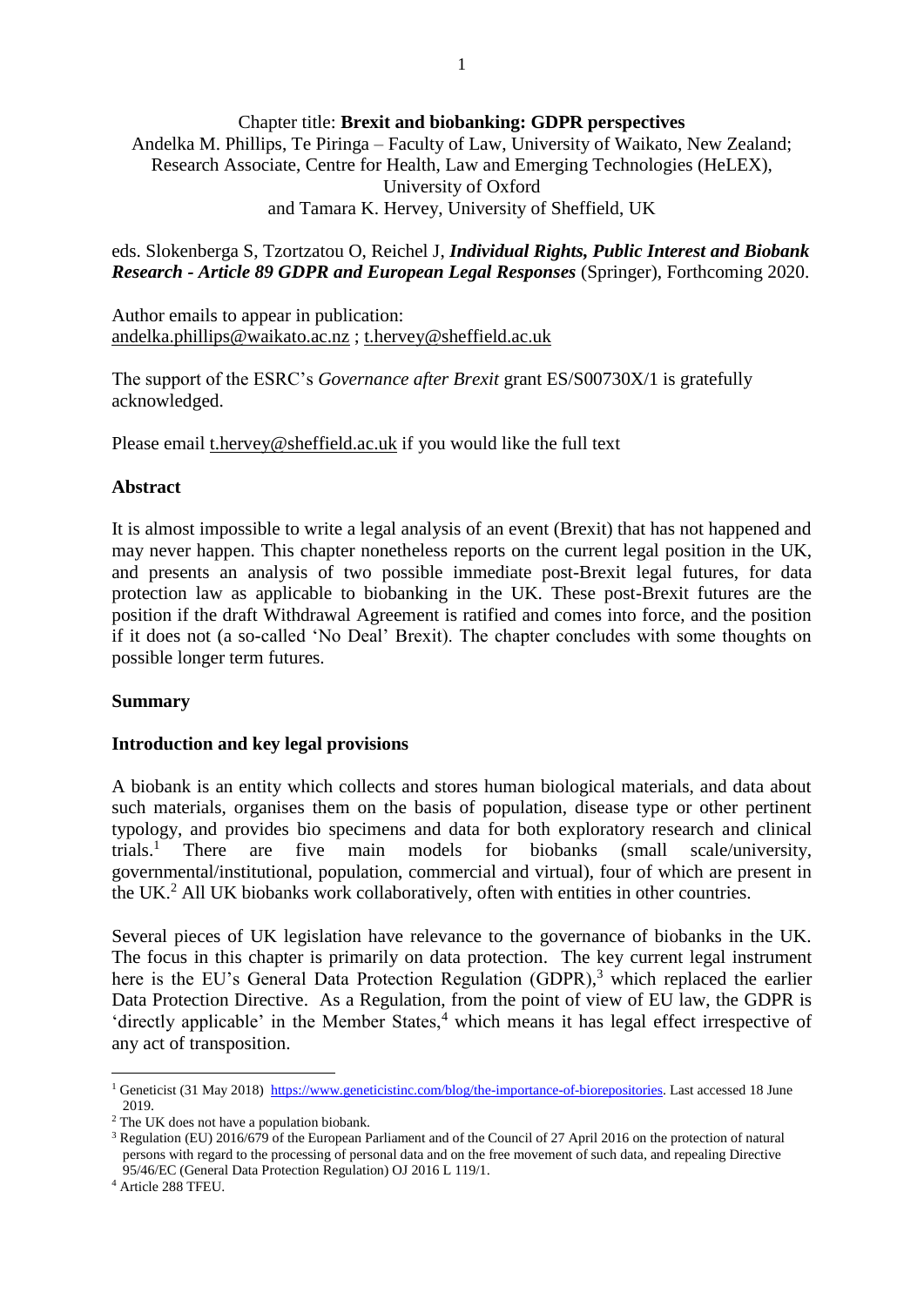Chapter title: **Brexit and biobanking: GDPR perspectives**

Andelka M. Phillips, Te Piringa – Faculty of Law, University of Waikato, New Zealand; Research Associate, Centre for Health, Law and Emerging Technologies (HeLEX), University of Oxford

and Tamara K. Hervey, University of Sheffield, UK

eds. Slokenberga S, Tzortzatou O, Reichel J, ***Individual Rights, Public Interest and Biobank Research - Article 89 GDPR and European Legal Responses*** (Springer), Forthcoming 2020.

Author emails to appear in publication:
andelka.phillips@waikato.ac.nz ; t.hervey@sheffield.ac.uk

The support of the ESRC's *Governance after Brexit* grant ES/S00730X/1 is gratefully acknowledged.

Please email t.hervey@sheffield.ac.uk if you would like the full text

## Abstract

It is almost impossible to write a legal analysis of an event (Brexit) that has not happened and may never happen. This chapter nonetheless reports on the current legal position in the UK, and presents an analysis of two possible immediate post-Brexit legal futures, for data protection law as applicable to biobanking in the UK. These post-Brexit futures are the position if the draft Withdrawal Agreement is ratified and comes into force, and the position if it does not (a so-called 'No Deal' Brexit). The chapter concludes with some thoughts on possible longer term futures.

## Summary

### Introduction and key legal provisions

A biobank is an entity which collects and stores human biological materials, and data about such materials, organises them on the basis of population, disease type or other pertinent typology, and provides bio specimens and data for both exploratory research and clinical trials.[1] There are five main models for biobanks (small scale/university, governmental/institutional, population, commercial and virtual), four of which are present in the UK.[2] All UK biobanks work collaboratively, often with entities in other countries.

Several pieces of UK legislation have relevance to the governance of biobanks in the UK. The focus in this chapter is primarily on data protection. The key current legal instrument here is the EU's General Data Protection Regulation (GDPR),[3] which replaced the earlier Data Protection Directive. As a Regulation, from the point of view of EU law, the GDPR is 'directly applicable' in the Member States,[4] which means it has legal effect irrespective of any act of transposition.

---

[1] Geneticist (31 May 2018) https://www.geneticistinc.com/blog/the-importance-of-biorepositories. Last accessed 18 June 2019.

[2] The UK does not have a population biobank.

[3] Regulation (EU) 2016/679 of the European Parliament and of the Council of 27 April 2016 on the protection of natural persons with regard to the processing of personal data and on the free movement of such data, and repealing Directive 95/46/EC (General Data Protection Regulation) OJ 2016 L 119/1.

[4] Article 288 TFEU.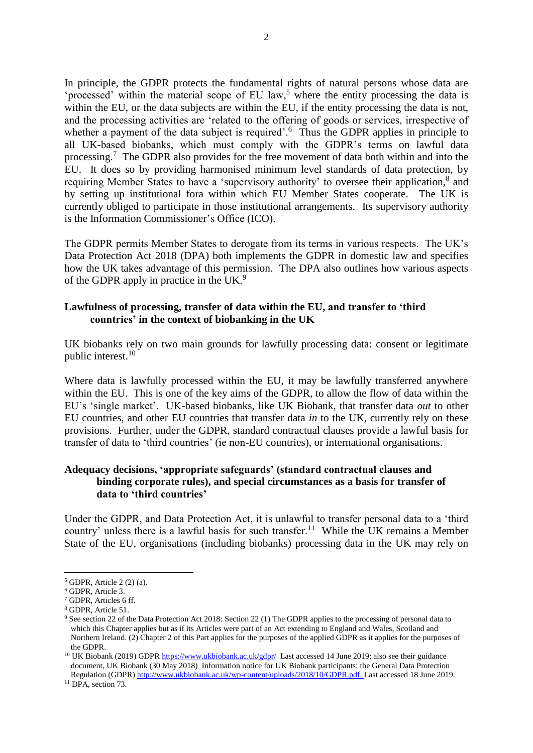In principle, the GDPR protects the fundamental rights of natural persons whose data are 'processed' within the material scope of EU law,[5] where the entity processing the data is within the EU, or the data subjects are within the EU, if the entity processing the data is not, and the processing activities are 'related to the offering of goods or services, irrespective of whether a payment of the data subject is required'.[6] Thus the GDPR applies in principle to all UK-based biobanks, which must comply with the GDPR's terms on lawful data processing.[7] The GDPR also provides for the free movement of data both within and into the EU. It does so by providing harmonised minimum level standards of data protection, by requiring Member States to have a 'supervisory authority' to oversee their application,[8] and by setting up institutional fora within which EU Member States cooperate. The UK is currently obliged to participate in those institutional arrangements. Its supervisory authority is the Information Commissioner's Office (ICO).

The GDPR permits Member States to derogate from its terms in various respects. The UK's Data Protection Act 2018 (DPA) both implements the GDPR in domestic law and specifies how the UK takes advantage of this permission. The DPA also outlines how various aspects of the GDPR apply in practice in the UK.[9]

**Lawfulness of processing, transfer of data within the EU, and transfer to 'third countries' in the context of biobanking in the UK**

UK biobanks rely on two main grounds for lawfully processing data: consent or legitimate public interest.[10]

Where data is lawfully processed within the EU, it may be lawfully transferred anywhere within the EU. This is one of the key aims of the GDPR, to allow the flow of data within the EU's 'single market'. UK-based biobanks, like UK Biobank, that transfer data *out* to other EU countries, and other EU countries that transfer data *in* to the UK, currently rely on these provisions. Further, under the GDPR, standard contractual clauses provide a lawful basis for transfer of data to 'third countries' (ie non-EU countries), or international organisations.

**Adequacy decisions, 'appropriate safeguards' (standard contractual clauses and binding corporate rules), and special circumstances as a basis for transfer of data to 'third countries'**

Under the GDPR, and Data Protection Act, it is unlawful to transfer personal data to a 'third country' unless there is a lawful basis for such transfer.[11] While the UK remains a Member State of the EU, organisations (including biobanks) processing data in the UK may rely on

---

[5] GDPR, Article 2 (2) (a).

[6] GDPR, Article 3.

[7] GDPR, Articles 6 ff.

[8] GDPR, Article 51.

[9] See section 22 of the Data Protection Act 2018: Section 22 (1) The GDPR applies to the processing of personal data to which this Chapter applies but as if its Articles were part of an Act extending to England and Wales, Scotland and Northern Ireland. (2) Chapter 2 of this Part applies for the purposes of the applied GDPR as it applies for the purposes of the GDPR.

[10] UK Biobank (2019) GDPR https://www.ukbiobank.ac.uk/gdpr/ Last accessed 14 June 2019; also see their guidance document, UK Biobank (30 May 2018) Information notice for UK Biobank participants: the General Data Protection Regulation (GDPR) http://www.ukbiobank.ac.uk/wp-content/uploads/2018/10/GDPR.pdf. Last accessed 18 June 2019.

[11] DPA, section 73.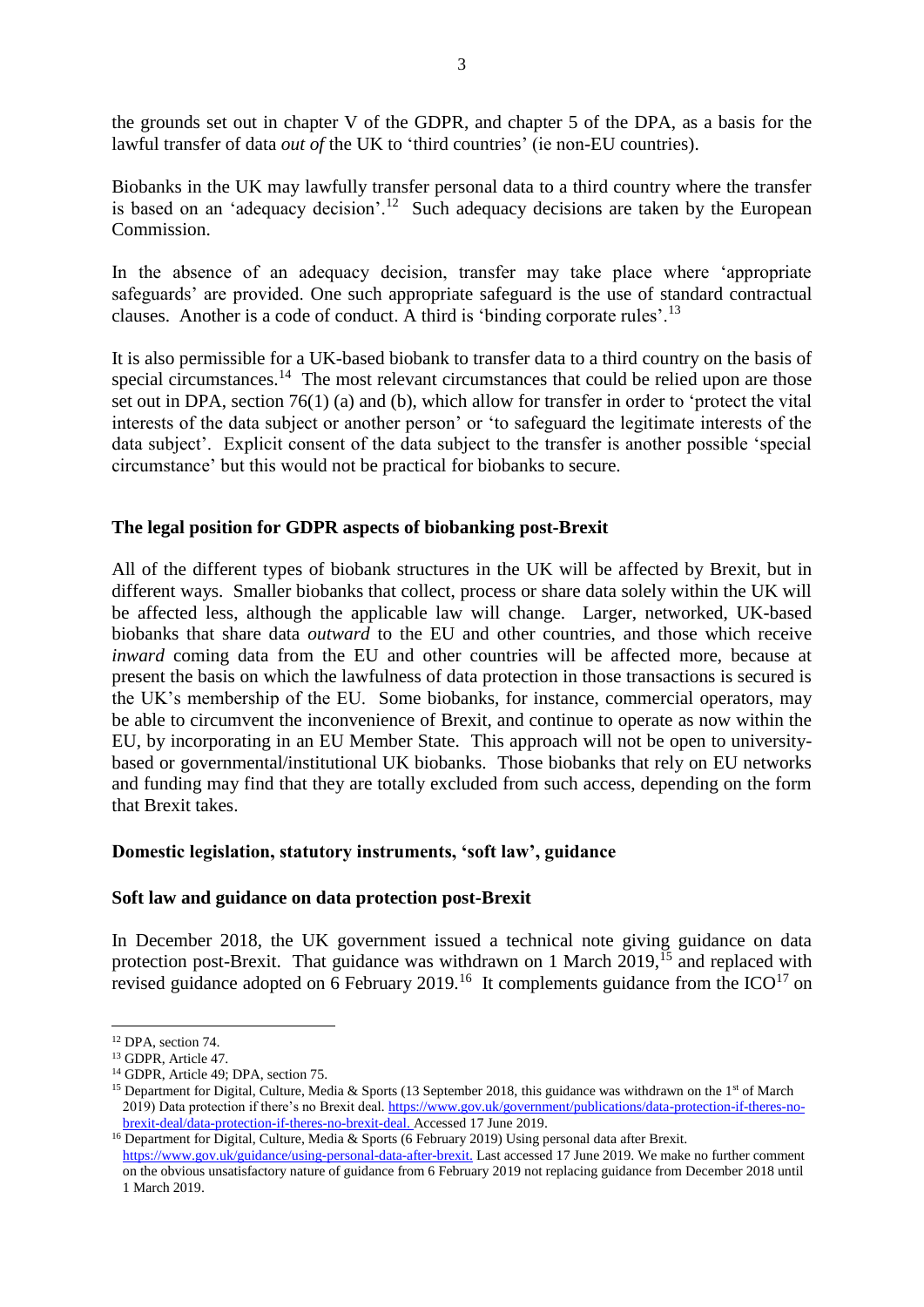the grounds set out in chapter V of the GDPR, and chapter 5 of the DPA, as a basis for the lawful transfer of data *out of* the UK to 'third countries' (ie non-EU countries).

Biobanks in the UK may lawfully transfer personal data to a third country where the transfer is based on an 'adequacy decision'.[12] Such adequacy decisions are taken by the European Commission.

In the absence of an adequacy decision, transfer may take place where 'appropriate safeguards' are provided. One such appropriate safeguard is the use of standard contractual clauses. Another is a code of conduct. A third is 'binding corporate rules'.[13]

It is also permissible for a UK-based biobank to transfer data to a third country on the basis of special circumstances.[14] The most relevant circumstances that could be relied upon are those set out in DPA, section 76(1) (a) and (b), which allow for transfer in order to 'protect the vital interests of the data subject or another person' or 'to safeguard the legitimate interests of the data subject'. Explicit consent of the data subject to the transfer is another possible 'special circumstance' but this would not be practical for biobanks to secure.

## The legal position for GDPR aspects of biobanking post-Brexit

All of the different types of biobank structures in the UK will be affected by Brexit, but in different ways. Smaller biobanks that collect, process or share data solely within the UK will be affected less, although the applicable law will change. Larger, networked, UK-based biobanks that share data *outward* to the EU and other countries, and those which receive *inward* coming data from the EU and other countries will be affected more, because at present the basis on which the lawfulness of data protection in those transactions is secured is the UK's membership of the EU. Some biobanks, for instance, commercial operators, may be able to circumvent the inconvenience of Brexit, and continue to operate as now within the EU, by incorporating in an EU Member State. This approach will not be open to university-based or governmental/institutional UK biobanks. Those biobanks that rely on EU networks and funding may find that they are totally excluded from such access, depending on the form that Brexit takes.

## Domestic legislation, statutory instruments, 'soft law', guidance

### Soft law and guidance on data protection post-Brexit

In December 2018, the UK government issued a technical note giving guidance on data protection post-Brexit. That guidance was withdrawn on 1 March 2019,[15] and replaced with revised guidance adopted on 6 February 2019.[16] It complements guidance from the ICO[17] on

---

[12] DPA, section 74.

[13] GDPR, Article 47.

[14] GDPR, Article 49; DPA, section 75.

[15] Department for Digital, Culture, Media & Sports (13 September 2018, this guidance was withdrawn on the 1st of March 2019) Data protection if there's no Brexit deal. https://www.gov.uk/government/publications/data-protection-if-theres-no-brexit-deal/data-protection-if-theres-no-brexit-deal. Accessed 17 June 2019.

[16] Department for Digital, Culture, Media & Sports (6 February 2019) Using personal data after Brexit. https://www.gov.uk/guidance/using-personal-data-after-brexit. Last accessed 17 June 2019. We make no further comment on the obvious unsatisfactory nature of guidance from 6 February 2019 not replacing guidance from December 2018 until 1 March 2019.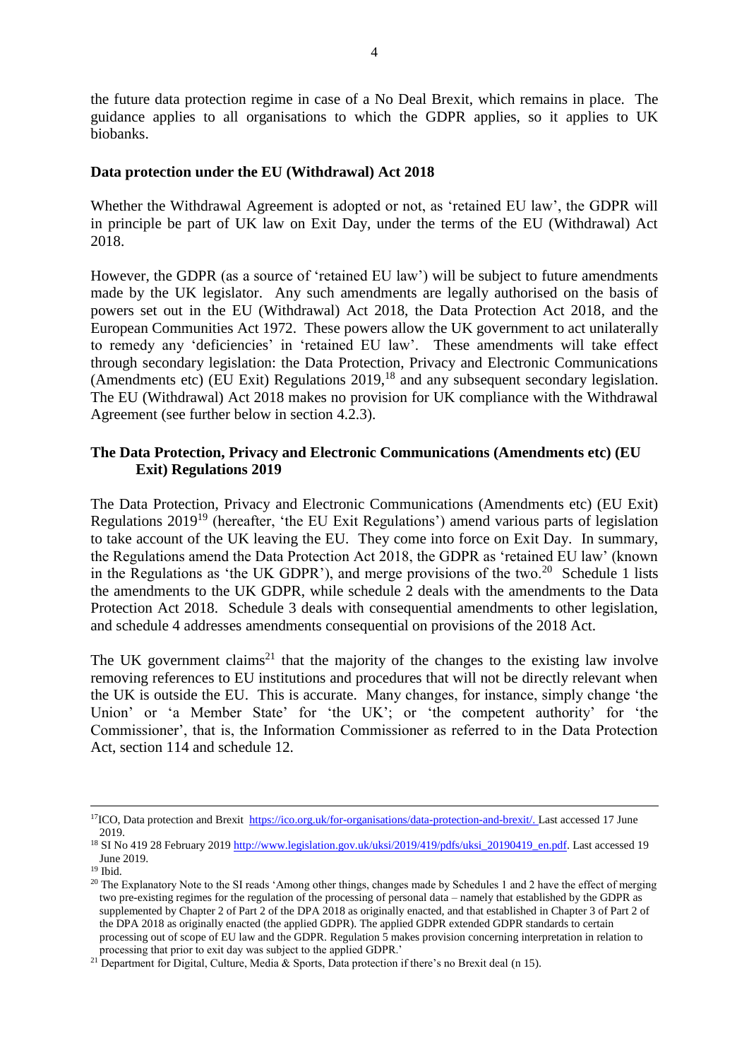the future data protection regime in case of a No Deal Brexit, which remains in place. The guidance applies to all organisations to which the GDPR applies, so it applies to UK biobanks.

**Data protection under the EU (Withdrawal) Act 2018**

Whether the Withdrawal Agreement is adopted or not, as 'retained EU law', the GDPR will in principle be part of UK law on Exit Day, under the terms of the EU (Withdrawal) Act 2018.

However, the GDPR (as a source of 'retained EU law') will be subject to future amendments made by the UK legislator. Any such amendments are legally authorised on the basis of powers set out in the EU (Withdrawal) Act 2018, the Data Protection Act 2018, and the European Communities Act 1972. These powers allow the UK government to act unilaterally to remedy any 'deficiencies' in 'retained EU law'. These amendments will take effect through secondary legislation: the Data Protection, Privacy and Electronic Communications (Amendments etc) (EU Exit) Regulations 2019,[18] and any subsequent secondary legislation. The EU (Withdrawal) Act 2018 makes no provision for UK compliance with the Withdrawal Agreement (see further below in section 4.2.3).

**The Data Protection, Privacy and Electronic Communications (Amendments etc) (EU Exit) Regulations 2019**

The Data Protection, Privacy and Electronic Communications (Amendments etc) (EU Exit) Regulations 2019[19] (hereafter, 'the EU Exit Regulations') amend various parts of legislation to take account of the UK leaving the EU. They come into force on Exit Day. In summary, the Regulations amend the Data Protection Act 2018, the GDPR as 'retained EU law' (known in the Regulations as 'the UK GDPR'), and merge provisions of the two.[20] Schedule 1 lists the amendments to the UK GDPR, while schedule 2 deals with the amendments to the Data Protection Act 2018. Schedule 3 deals with consequential amendments to other legislation, and schedule 4 addresses amendments consequential on provisions of the 2018 Act.

The UK government claims[21] that the majority of the changes to the existing law involve removing references to EU institutions and procedures that will not be directly relevant when the UK is outside the EU. This is accurate. Many changes, for instance, simply change 'the Union' or 'a Member State' for 'the UK'; or 'the competent authority' for 'the Commissioner', that is, the Information Commissioner as referred to in the Data Protection Act, section 114 and schedule 12.

---

[17] ICO, Data protection and Brexit https://ico.org.uk/for-organisations/data-protection-and-brexit/. Last accessed 17 June 2019.

[18] SI No 419 28 February 2019 http://www.legislation.gov.uk/uksi/2019/419/pdfs/uksi_20190419_en.pdf. Last accessed 19 June 2019.

[19] Ibid.

[20] The Explanatory Note to the SI reads 'Among other things, changes made by Schedules 1 and 2 have the effect of merging two pre-existing regimes for the regulation of the processing of personal data – namely that established by the GDPR as supplemented by Chapter 2 of Part 2 of the DPA 2018 as originally enacted, and that established in Chapter 3 of Part 2 of the DPA 2018 as originally enacted (the applied GDPR). The applied GDPR extended GDPR standards to certain processing out of scope of EU law and the GDPR. Regulation 5 makes provision concerning interpretation in relation to processing that prior to exit day was subject to the applied GDPR.'

[21] Department for Digital, Culture, Media & Sports, Data protection if there's no Brexit deal (n 15).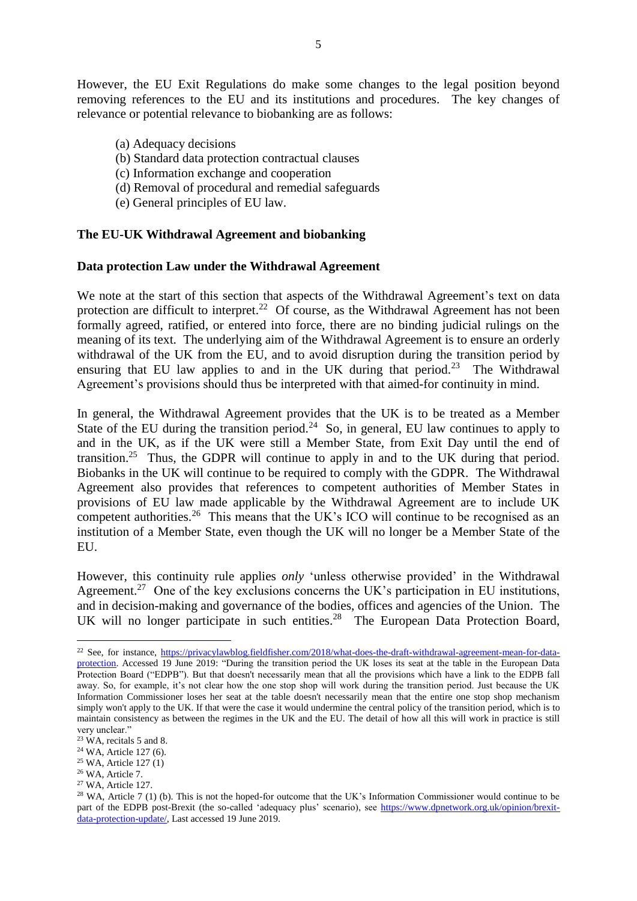However, the EU Exit Regulations do make some changes to the legal position beyond removing references to the EU and its institutions and procedures. The key changes of relevance or potential relevance to biobanking are as follows:

(a) Adequacy decisions
(b) Standard data protection contractual clauses
(c) Information exchange and cooperation
(d) Removal of procedural and remedial safeguards
(e) General principles of EU law.

## The EU-UK Withdrawal Agreement and biobanking

### Data protection Law under the Withdrawal Agreement

We note at the start of this section that aspects of the Withdrawal Agreement's text on data protection are difficult to interpret.[22] Of course, as the Withdrawal Agreement has not been formally agreed, ratified, or entered into force, there are no binding judicial rulings on the meaning of its text. The underlying aim of the Withdrawal Agreement is to ensure an orderly withdrawal of the UK from the EU, and to avoid disruption during the transition period by ensuring that EU law applies to and in the UK during that period.[23] The Withdrawal Agreement's provisions should thus be interpreted with that aimed-for continuity in mind.

In general, the Withdrawal Agreement provides that the UK is to be treated as a Member State of the EU during the transition period.[24] So, in general, EU law continues to apply to and in the UK, as if the UK were still a Member State, from Exit Day until the end of transition.[25] Thus, the GDPR will continue to apply in and to the UK during that period. Biobanks in the UK will continue to be required to comply with the GDPR. The Withdrawal Agreement also provides that references to competent authorities of Member States in provisions of EU law made applicable by the Withdrawal Agreement are to include UK competent authorities.[26] This means that the UK's ICO will continue to be recognised as an institution of a Member State, even though the UK will no longer be a Member State of the EU.

However, this continuity rule applies *only* 'unless otherwise provided' in the Withdrawal Agreement.[27] One of the key exclusions concerns the UK's participation in EU institutions, and in decision-making and governance of the bodies, offices and agencies of the Union. The UK will no longer participate in such entities.[28] The European Data Protection Board,

---

[22] See, for instance, https://privacylawblog.fieldfisher.com/2018/what-does-the-draft-withdrawal-agreement-mean-for-data-protection. Accessed 19 June 2019: "During the transition period the UK loses its seat at the table in the European Data Protection Board ("EDPB"). But that doesn't necessarily mean that all the provisions which have a link to the EDPB fall away. So, for example, it's not clear how the one stop shop will work during the transition period. Just because the UK Information Commissioner loses her seat at the table doesn't necessarily mean that the entire one stop shop mechanism simply won't apply to the UK. If that were the case it would undermine the central policy of the transition period, which is to maintain consistency as between the regimes in the UK and the EU. The detail of how all this will work in practice is still very unclear."

[23] WA, recitals 5 and 8.

[24] WA, Article 127 (6).

[25] WA, Article 127 (1)

[26] WA, Article 7.

[27] WA, Article 127.

[28] WA, Article 7 (1) (b). This is not the hoped-for outcome that the UK's Information Commissioner would continue to be part of the EDPB post-Brexit (the so-called 'adequacy plus' scenario), see https://www.dpnetwork.org.uk/opinion/brexit-data-protection-update/, Last accessed 19 June 2019.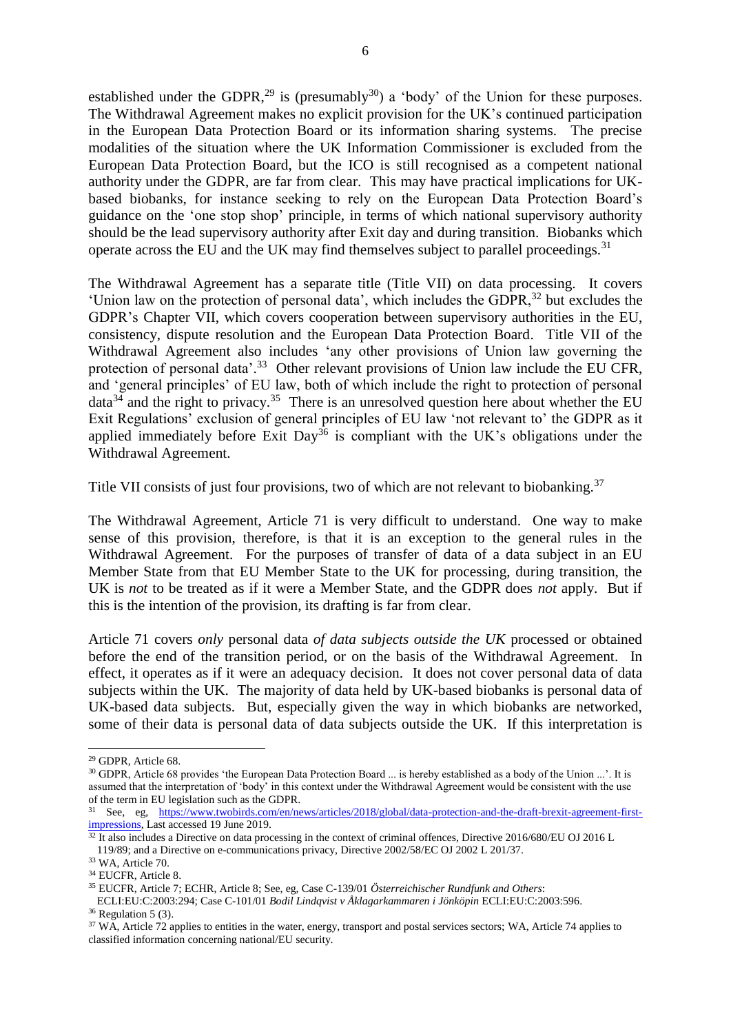established under the GDPR,[29] is (presumably[30]) a 'body' of the Union for these purposes. The Withdrawal Agreement makes no explicit provision for the UK's continued participation in the European Data Protection Board or its information sharing systems. The precise modalities of the situation where the UK Information Commissioner is excluded from the European Data Protection Board, but the ICO is still recognised as a competent national authority under the GDPR, are far from clear. This may have practical implications for UK-based biobanks, for instance seeking to rely on the European Data Protection Board's guidance on the 'one stop shop' principle, in terms of which national supervisory authority should be the lead supervisory authority after Exit day and during transition. Biobanks which operate across the EU and the UK may find themselves subject to parallel proceedings.[31]

The Withdrawal Agreement has a separate title (Title VII) on data processing. It covers 'Union law on the protection of personal data', which includes the GDPR,[32] but excludes the GDPR's Chapter VII, which covers cooperation between supervisory authorities in the EU, consistency, dispute resolution and the European Data Protection Board. Title VII of the Withdrawal Agreement also includes 'any other provisions of Union law governing the protection of personal data'.[33] Other relevant provisions of Union law include the EU CFR, and 'general principles' of EU law, both of which include the right to protection of personal data[34] and the right to privacy.[35] There is an unresolved question here about whether the EU Exit Regulations' exclusion of general principles of EU law 'not relevant to' the GDPR as it applied immediately before Exit Day[36] is compliant with the UK's obligations under the Withdrawal Agreement.

Title VII consists of just four provisions, two of which are not relevant to biobanking.[37]

The Withdrawal Agreement, Article 71 is very difficult to understand. One way to make sense of this provision, therefore, is that it is an exception to the general rules in the Withdrawal Agreement. For the purposes of transfer of data of a data subject in an EU Member State from that EU Member State to the UK for processing, during transition, the UK is *not* to be treated as if it were a Member State, and the GDPR does *not* apply. But if this is the intention of the provision, its drafting is far from clear.

Article 71 covers *only* personal data *of data subjects outside the UK* processed or obtained before the end of the transition period, or on the basis of the Withdrawal Agreement. In effect, it operates as if it were an adequacy decision. It does not cover personal data of data subjects within the UK. The majority of data held by UK-based biobanks is personal data of UK-based data subjects. But, especially given the way in which biobanks are networked, some of their data is personal data of data subjects outside the UK. If this interpretation is

---

[29] GDPR, Article 68.

[30] GDPR, Article 68 provides 'the European Data Protection Board ... is hereby established as a body of the Union ...'. It is assumed that the interpretation of 'body' in this context under the Withdrawal Agreement would be consistent with the use of the term in EU legislation such as the GDPR.

[31] See, eg, https://www.twobirds.com/en/news/articles/2018/global/data-protection-and-the-draft-brexit-agreement-first-impressions, Last accessed 19 June 2019.

[32] It also includes a Directive on data processing in the context of criminal offences, Directive 2016/680/EU OJ 2016 L 119/89; and a Directive on e-communications privacy, Directive 2002/58/EC OJ 2002 L 201/37.

[33] WA, Article 70.

[34] EUCFR, Article 8.

[35] EUCFR, Article 7; ECHR, Article 8; See, eg, Case C-139/01 *Österreichischer Rundfunk and Others*: ECLI:EU:C:2003:294; Case C-101/01 *Bodil Lindqvist v Åklagarkammaren i Jönköpin* ECLI:EU:C:2003:596.

[36] Regulation 5 (3).

[37] WA, Article 72 applies to entities in the water, energy, transport and postal services sectors; WA, Article 74 applies to classified information concerning national/EU security.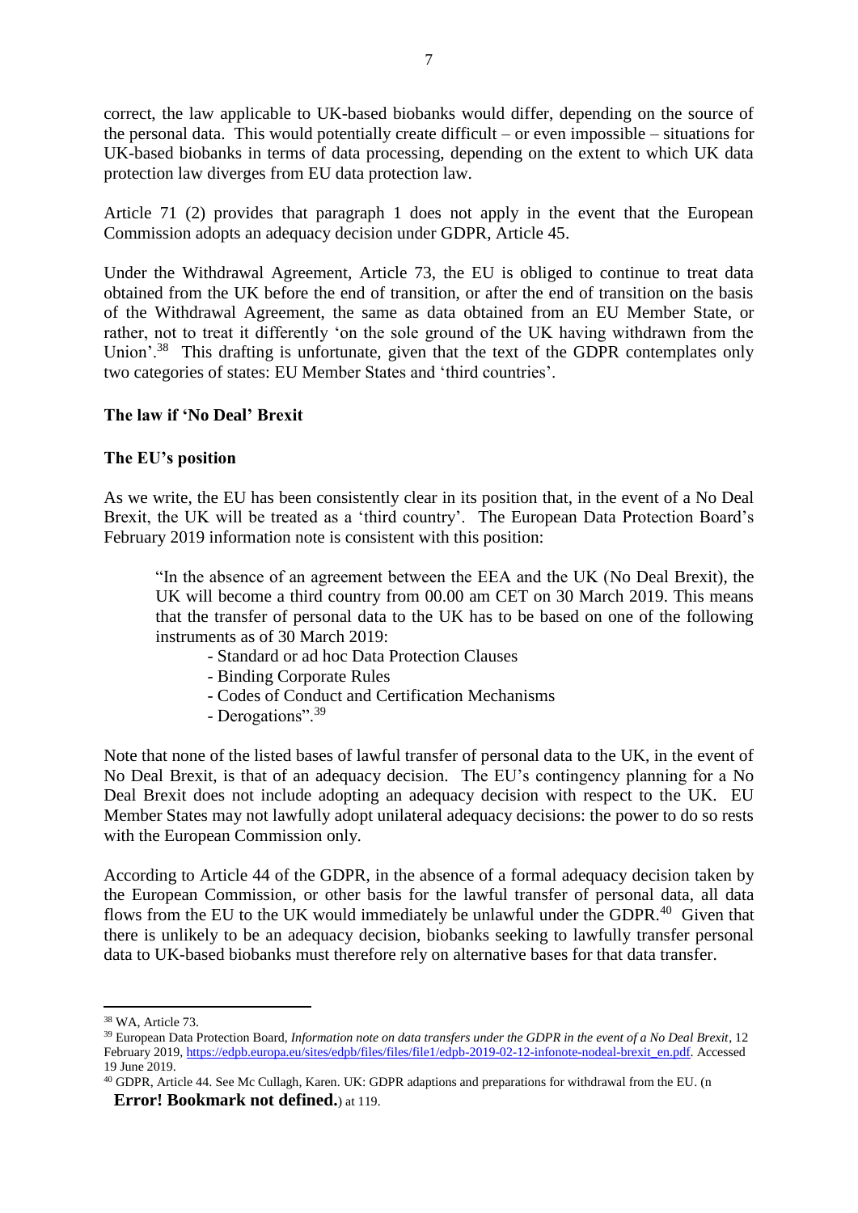correct, the law applicable to UK-based biobanks would differ, depending on the source of the personal data. This would potentially create difficult – or even impossible – situations for UK-based biobanks in terms of data processing, depending on the extent to which UK data protection law diverges from EU data protection law.

Article 71 (2) provides that paragraph 1 does not apply in the event that the European Commission adopts an adequacy decision under GDPR, Article 45.

Under the Withdrawal Agreement, Article 73, the EU is obliged to continue to treat data obtained from the UK before the end of transition, or after the end of transition on the basis of the Withdrawal Agreement, the same as data obtained from an EU Member State, or rather, not to treat it differently 'on the sole ground of the UK having withdrawn from the Union'.[38] This drafting is unfortunate, given that the text of the GDPR contemplates only two categories of states: EU Member States and 'third countries'.

**The law if 'No Deal' Brexit**

**The EU's position**

As we write, the EU has been consistently clear in its position that, in the event of a No Deal Brexit, the UK will be treated as a 'third country'. The European Data Protection Board's February 2019 information note is consistent with this position:

> "In the absence of an agreement between the EEA and the UK (No Deal Brexit), the UK will become a third country from 00.00 am CET on 30 March 2019. This means that the transfer of personal data to the UK has to be based on one of the following instruments as of 30 March 2019:
> - Standard or ad hoc Data Protection Clauses
> - Binding Corporate Rules
> - Codes of Conduct and Certification Mechanisms
> - Derogations".[39]

Note that none of the listed bases of lawful transfer of personal data to the UK, in the event of No Deal Brexit, is that of an adequacy decision. The EU's contingency planning for a No Deal Brexit does not include adopting an adequacy decision with respect to the UK. EU Member States may not lawfully adopt unilateral adequacy decisions: the power to do so rests with the European Commission only.

According to Article 44 of the GDPR, in the absence of a formal adequacy decision taken by the European Commission, or other basis for the lawful transfer of personal data, all data flows from the EU to the UK would immediately be unlawful under the GDPR.[40] Given that there is unlikely to be an adequacy decision, biobanks seeking to lawfully transfer personal data to UK-based biobanks must therefore rely on alternative bases for that data transfer.

---

[38] WA, Article 73.

[39] European Data Protection Board, *Information note on data transfers under the GDPR in the event of a No Deal Brexit*, 12 February 2019, https://edpb.europa.eu/sites/edpb/files/files/file1/edpb-2019-02-12-infonote-nodeal-brexit_en.pdf. Accessed 19 June 2019.

[40] GDPR, Article 44. See Mc Cullagh, Karen. UK: GDPR adaptions and preparations for withdrawal from the EU. (n **Error! Bookmark not defined.**) at 119.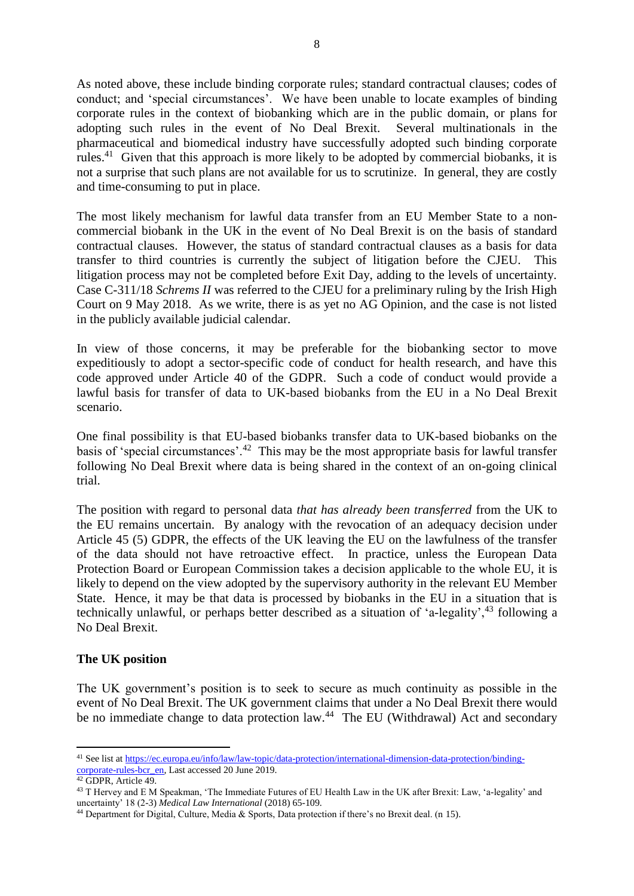As noted above, these include binding corporate rules; standard contractual clauses; codes of conduct; and 'special circumstances'. We have been unable to locate examples of binding corporate rules in the context of biobanking which are in the public domain, or plans for adopting such rules in the event of No Deal Brexit. Several multinationals in the pharmaceutical and biomedical industry have successfully adopted such binding corporate rules.[41] Given that this approach is more likely to be adopted by commercial biobanks, it is not a surprise that such plans are not available for us to scrutinize. In general, they are costly and time-consuming to put in place.

The most likely mechanism for lawful data transfer from an EU Member State to a non-commercial biobank in the UK in the event of No Deal Brexit is on the basis of standard contractual clauses. However, the status of standard contractual clauses as a basis for data transfer to third countries is currently the subject of litigation before the CJEU. This litigation process may not be completed before Exit Day, adding to the levels of uncertainty. Case C-311/18 *Schrems II* was referred to the CJEU for a preliminary ruling by the Irish High Court on 9 May 2018. As we write, there is as yet no AG Opinion, and the case is not listed in the publicly available judicial calendar.

In view of those concerns, it may be preferable for the biobanking sector to move expeditiously to adopt a sector-specific code of conduct for health research, and have this code approved under Article 40 of the GDPR. Such a code of conduct would provide a lawful basis for transfer of data to UK-based biobanks from the EU in a No Deal Brexit scenario.

One final possibility is that EU-based biobanks transfer data to UK-based biobanks on the basis of 'special circumstances'.[42] This may be the most appropriate basis for lawful transfer following No Deal Brexit where data is being shared in the context of an on-going clinical trial.

The position with regard to personal data *that has already been transferred* from the UK to the EU remains uncertain. By analogy with the revocation of an adequacy decision under Article 45 (5) GDPR, the effects of the UK leaving the EU on the lawfulness of the transfer of the data should not have retroactive effect. In practice, unless the European Data Protection Board or European Commission takes a decision applicable to the whole EU, it is likely to depend on the view adopted by the supervisory authority in the relevant EU Member State. Hence, it may be that data is processed by biobanks in the EU in a situation that is technically unlawful, or perhaps better described as a situation of 'a-legality',[43] following a No Deal Brexit.

**The UK position**

The UK government's position is to seek to secure as much continuity as possible in the event of No Deal Brexit. The UK government claims that under a No Deal Brexit there would be no immediate change to data protection law.[44] The EU (Withdrawal) Act and secondary

---

[41] See list at https://ec.europa.eu/info/law/law-topic/data-protection/international-dimension-data-protection/binding-corporate-rules-bcr_en, Last accessed 20 June 2019.

[42] GDPR, Article 49.

[43] T Hervey and E M Speakman, 'The Immediate Futures of EU Health Law in the UK after Brexit: Law, 'a-legality' and uncertainty' 18 (2-3) *Medical Law International* (2018) 65-109.

[44] Department for Digital, Culture, Media & Sports, Data protection if there's no Brexit deal. (n 15).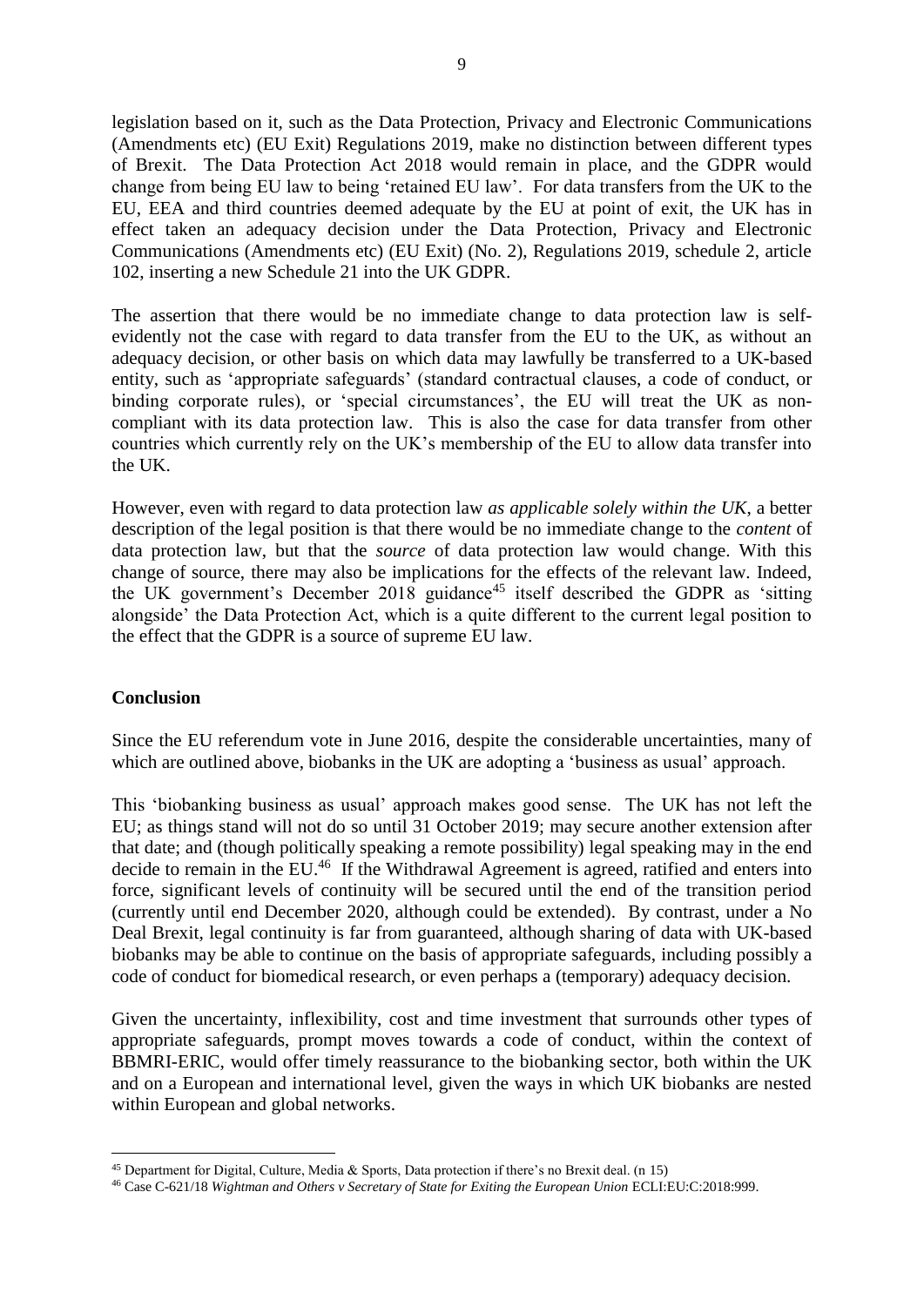legislation based on it, such as the Data Protection, Privacy and Electronic Communications (Amendments etc) (EU Exit) Regulations 2019, make no distinction between different types of Brexit. The Data Protection Act 2018 would remain in place, and the GDPR would change from being EU law to being 'retained EU law'. For data transfers from the UK to the EU, EEA and third countries deemed adequate by the EU at point of exit, the UK has in effect taken an adequacy decision under the Data Protection, Privacy and Electronic Communications (Amendments etc) (EU Exit) (No. 2), Regulations 2019, schedule 2, article 102, inserting a new Schedule 21 into the UK GDPR.

The assertion that there would be no immediate change to data protection law is self-evidently not the case with regard to data transfer from the EU to the UK, as without an adequacy decision, or other basis on which data may lawfully be transferred to a UK-based entity, such as 'appropriate safeguards' (standard contractual clauses, a code of conduct, or binding corporate rules), or 'special circumstances', the EU will treat the UK as non-compliant with its data protection law. This is also the case for data transfer from other countries which currently rely on the UK's membership of the EU to allow data transfer into the UK.

However, even with regard to data protection law *as applicable solely within the UK*, a better description of the legal position is that there would be no immediate change to the *content* of data protection law, but that the *source* of data protection law would change. With this change of source, there may also be implications for the effects of the relevant law. Indeed, the UK government's December 2018 guidance[45] itself described the GDPR as 'sitting alongside' the Data Protection Act, which is a quite different to the current legal position to the effect that the GDPR is a source of supreme EU law.

## Conclusion

Since the EU referendum vote in June 2016, despite the considerable uncertainties, many of which are outlined above, biobanks in the UK are adopting a 'business as usual' approach.

This 'biobanking business as usual' approach makes good sense. The UK has not left the EU; as things stand will not do so until 31 October 2019; may secure another extension after that date; and (though politically speaking a remote possibility) legal speaking may in the end decide to remain in the EU.[46] If the Withdrawal Agreement is agreed, ratified and enters into force, significant levels of continuity will be secured until the end of the transition period (currently until end December 2020, although could be extended). By contrast, under a No Deal Brexit, legal continuity is far from guaranteed, although sharing of data with UK-based biobanks may be able to continue on the basis of appropriate safeguards, including possibly a code of conduct for biomedical research, or even perhaps a (temporary) adequacy decision.

Given the uncertainty, inflexibility, cost and time investment that surrounds other types of appropriate safeguards, prompt moves towards a code of conduct, within the context of BBMRI-ERIC, would offer timely reassurance to the biobanking sector, both within the UK and on a European and international level, given the ways in which UK biobanks are nested within European and global networks.

---

[45] Department for Digital, Culture, Media & Sports, Data protection if there's no Brexit deal. (n 15)

[46] Case C-621/18 *Wightman and Others v Secretary of State for Exiting the European Union* ECLI:EU:C:2018:999.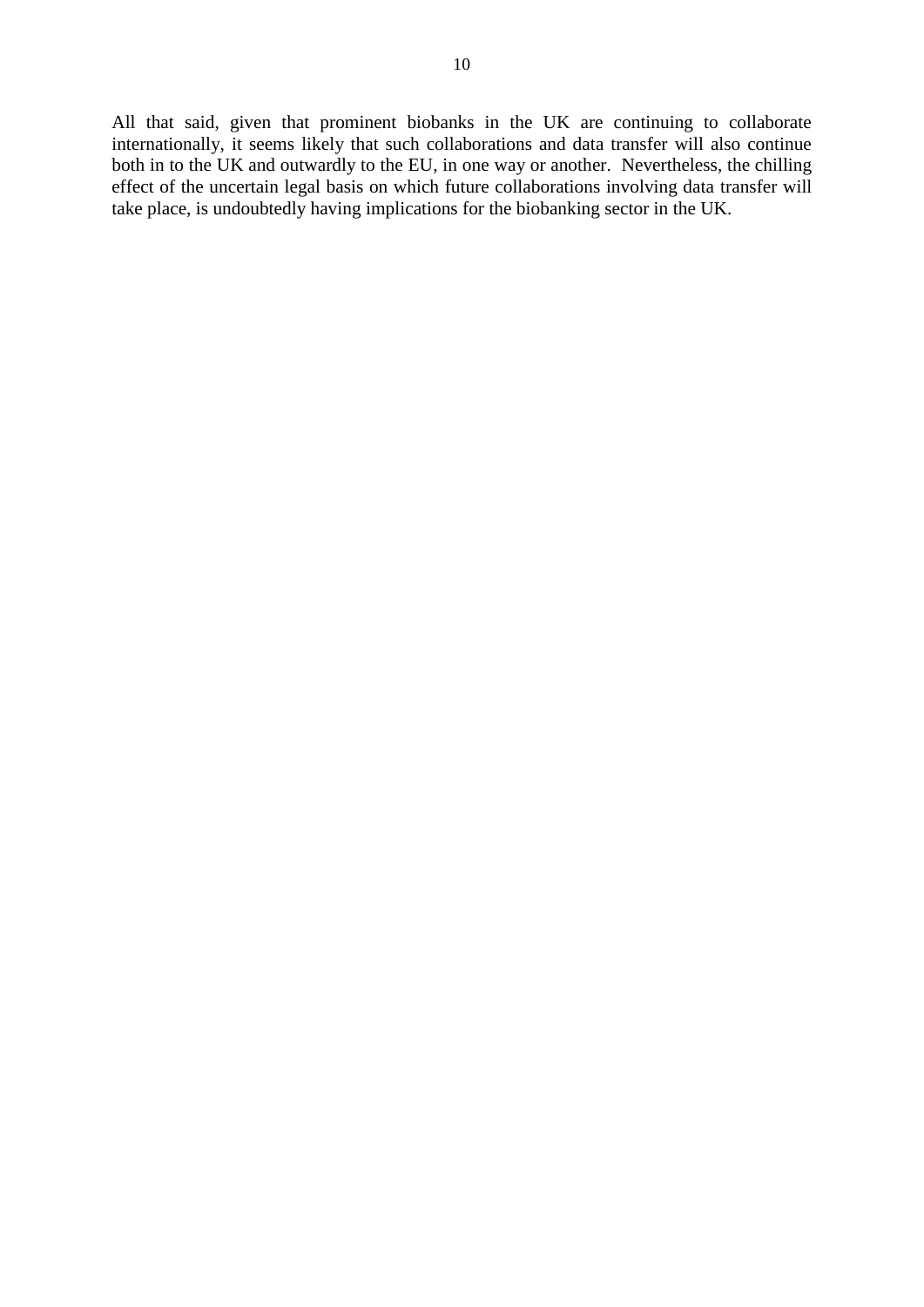All that said, given that prominent biobanks in the UK are continuing to collaborate internationally, it seems likely that such collaborations and data transfer will also continue both in to the UK and outwardly to the EU, in one way or another. Nevertheless, the chilling effect of the uncertain legal basis on which future collaborations involving data transfer will take place, is undoubtedly having implications for the biobanking sector in the UK.